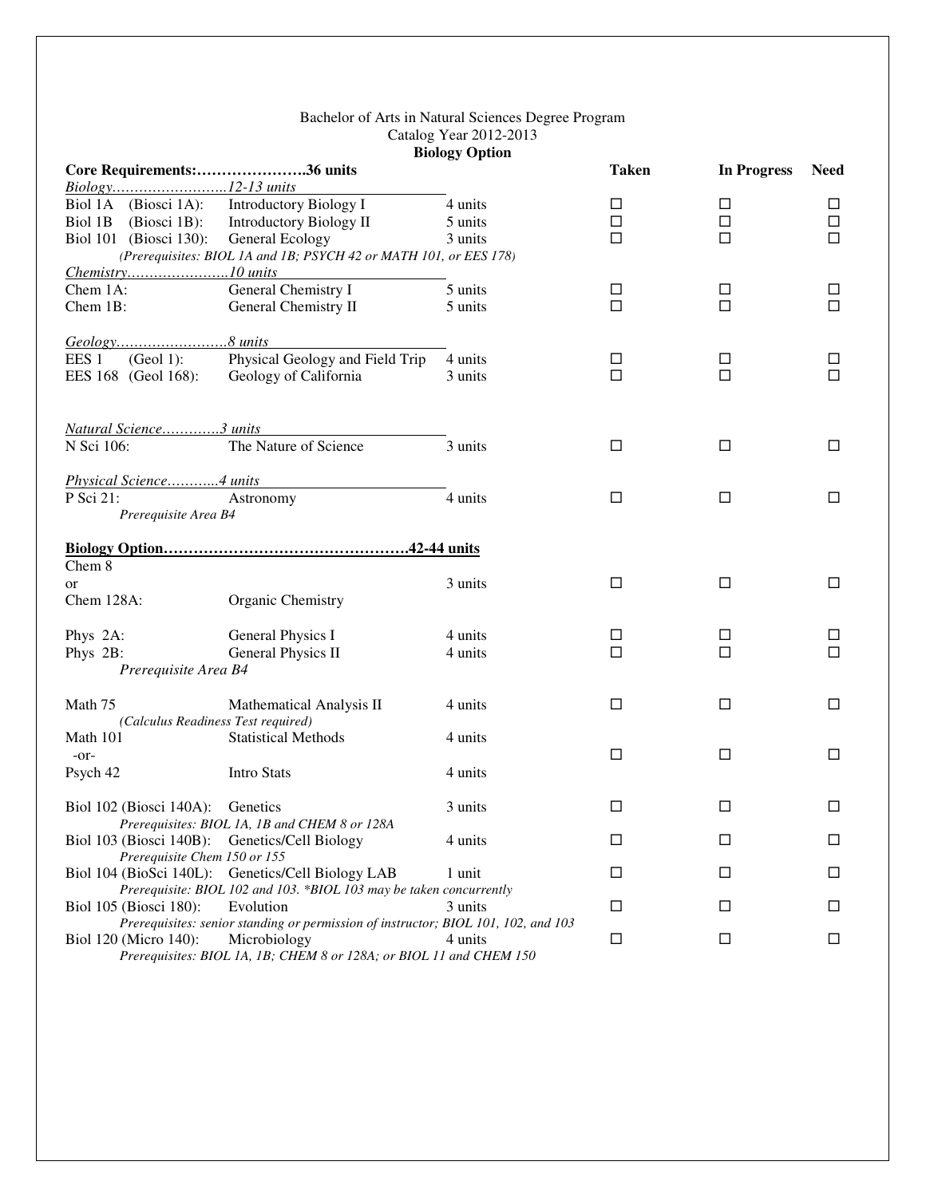Bachelor of Arts in Natural Sciences Degree Program
Catalog Year 2012-2013
**Biology Option**

| **Core Requirements:………………….36 units** | | | **Taken** | **In Progress** | **Need** |
|---|---|---|---|---|---|
| *Biology……………………..12-13 units* | | | | | |
| Biol 1A (Biosci 1A): | Introductory Biology I | 4 units | ☐ | ☐ | ☐ |
| Biol 1B (Biosci 1B): | Introductory Biology II | 5 units | ☐ | ☐ | ☐ |
| Biol 101 (Biosci 130): | General Ecology | 3 units | ☐ | ☐ | ☐ |
| *(Prerequisites: BIOL 1A and 1B; PSYCH 42 or MATH 101, or EES 178)* | | | | | |
| *Chemistry…………………..10 units* | | | | | |
| Chem 1A: | General Chemistry I | 5 units | ☐ | ☐ | ☐ |
| Chem 1B: | General Chemistry II | 5 units | ☐ | ☐ | ☐ |
| *Geology…………………….8 units* | | | | | |
| EES 1 (Geol 1): | Physical Geology and Field Trip | 4 units | ☐ | ☐ | ☐ |
| EES 168 (Geol 168): | Geology of California | 3 units | ☐ | ☐ | ☐ |
| *Natural Science………….3 units* | | | | | |
| N Sci 106: | The Nature of Science | 3 units | ☐ | ☐ | ☐ |
| *Physical Science………..4 units* | | | | | |
| P Sci 21: | Astronomy | 4 units | ☐ | ☐ | ☐ |
| *Prerequisite Area B4* | | | | | |
| **Biology Option…………………………………………42-44 units** | | | | | |
| Chem 8 or Chem 128A: | Organic Chemistry | 3 units | ☐ | ☐ | ☐ |
| Phys 2A: | General Physics I | 4 units | ☐ | ☐ | ☐ |
| Phys 2B: | General Physics II | 4 units | ☐ | ☐ | ☐ |
| *Prerequisite Area B4* | | | | | |
| Math 75 | Mathematical Analysis II | 4 units | ☐ | ☐ | ☐ |
| *(Calculus Readiness Test required)* | | | | | |
| Math 101 -or- Psych 42 | Statistical Methods / Intro Stats | 4 units / 4 units | ☐ | ☐ | ☐ |
| Biol 102 (Biosci 140A): | Genetics | 3 units | ☐ | ☐ | ☐ |
| *Prerequisites: BIOL 1A, 1B and CHEM 8 or 128A* | | | | | |
| Biol 103 (Biosci 140B): | Genetics/Cell Biology | 4 units | ☐ | ☐ | ☐ |
| *Prerequisite Chem 150 or 155* | | | | | |
| Biol 104 (BioSci 140L): | Genetics/Cell Biology LAB | 1 unit | ☐ | ☐ | ☐ |
| *Prerequisite: BIOL 102 and 103. *BIOL 103 may be taken concurrently* | | | | | |
| Biol 105 (Biosci 180): | Evolution | 3 units | ☐ | ☐ | ☐ |
| *Prerequisites: senior standing or permission of instructor; BIOL 101, 102, and 103* | | | | | |
| Biol 120 (Micro 140): | Microbiology | 4 units | ☐ | ☐ | ☐ |
| *Prerequisites: BIOL 1A, 1B; CHEM 8 or 128A; or BIOL 11 and CHEM 150* | | | | | |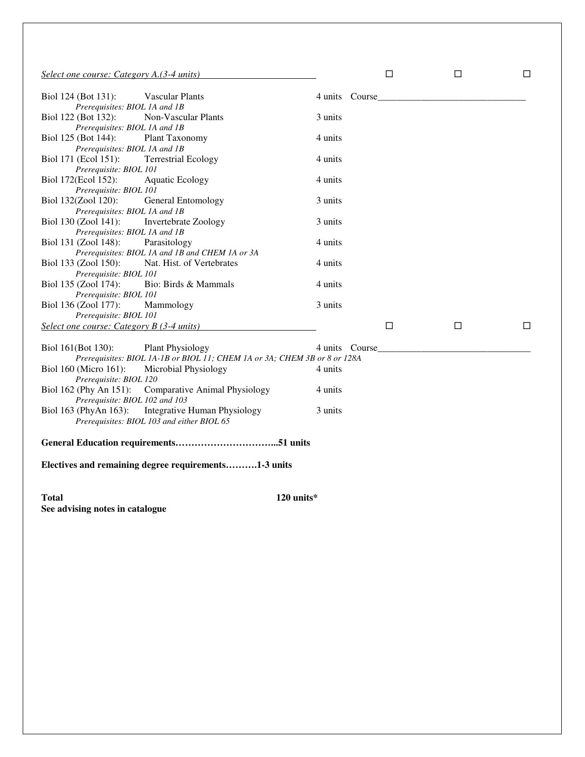*Select one course: Category A.(3-4 units)* ☐ ☐ ☐

| | | | |
|---|---|---|---|
| Biol 124 (Bot 131): | Vascular Plants | 4 units | Course_______________________________ |
| *Prerequisites: BIOL 1A and 1B* | | | |
| Biol 122 (Bot 132): | Non-Vascular Plants | 3 units | |
| *Prerequisites: BIOL 1A and 1B* | | | |
| Biol 125 (Bot 144): | Plant Taxonomy | 4 units | |
| *Prerequisites: BIOL 1A and 1B* | | | |
| Biol 171 (Ecol 151): | Terrestrial Ecology | 4 units | |
| *Prerequisite: BIOL 101* | | | |
| Biol 172(Ecol 152): | Aquatic Ecology | 4 units | |
| *Prerequisite: BIOL 101* | | | |
| Biol 132(Zool 120): | General Entomology | 3 units | |
| *Prerequisites: BIOL 1A and 1B* | | | |
| Biol 130 (Zool 141): | Invertebrate Zoology | 3 units | |
| *Prerequisites: BIOL 1A and 1B* | | | |
| Biol 131 (Zool 148): | Parasitology | 4 units | |
| *Prerequisites: BIOL 1A and 1B and CHEM 1A or 3A* | | | |
| Biol 133 (Zool 150): | Nat. Hist. of Vertebrates | 4 units | |
| *Prerequisite: BIOL 101* | | | |
| Biol 135 (Zool 174): | Bio: Birds & Mammals | 4 units | |
| *Prerequisite: BIOL 101* | | | |
| Biol 136 (Zool 177): | Mammology | 3 units | |
| *Prerequisite: BIOL 101* | | | |

*Select one course: Category B (3-4 units)* ☐ ☐ ☐

| | | | |
|---|---|---|---|
| Biol 161(Bot 130): | Plant Physiology | 4 units | Course_______________________________ |
| *Prerequisites: BIOL 1A-1B or BIOL 11; CHEM 1A or 3A; CHEM 3B or 8 or 128A* | | | |
| Biol 160 (Micro 161): | Microbial Physiology | 4 units | |
| *Prerequisite: BIOL 120* | | | |
| Biol 162 (Phy An 151): | Comparative Animal Physiology | 4 units | |
| *Prerequisite: BIOL 102 and 103* | | | |
| Biol 163 (PhyAn 163): | Integrative Human Physiology | 3 units | |
| *Prerequisites: BIOL 103 and either BIOL 65* | | | |

**General Education requirements…………………………...51 units**

**Electives and remaining degree requirements……….1-3 units**

**Total** **120 units***

**See advising notes in catalogue**